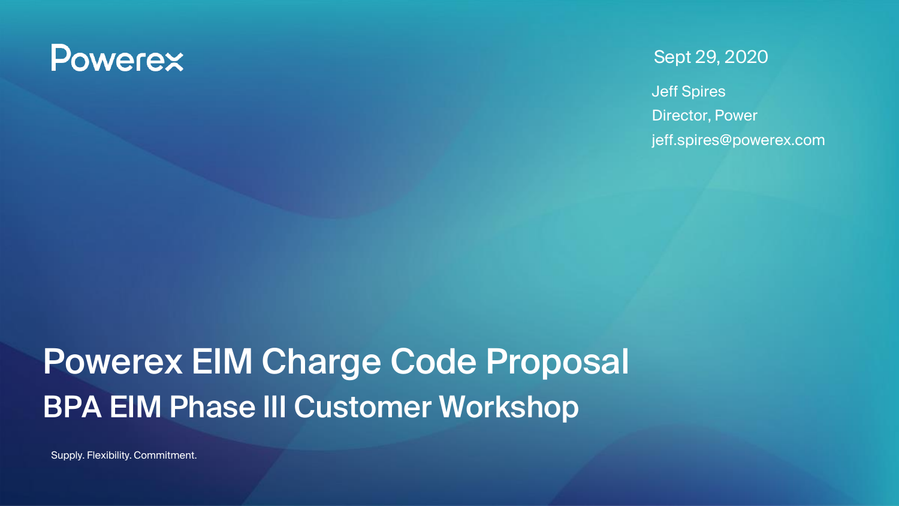Powerex

Sept 29, 2020

Jeff Spires
Director, Power
jeff.spires@powerex.com

# Powerex EIM Charge Code Proposal

## BPA EIM Phase III Customer Workshop

Supply. Flexibility. Commitment.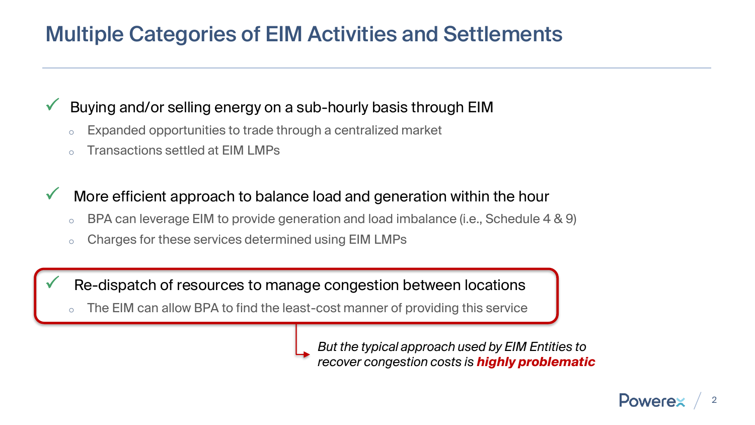# Multiple Categories of EIM Activities and Settlements

- ✓ Buying and/or selling energy on a sub-hourly basis through EIM
  - Expanded opportunities to trade through a centralized market
  - Transactions settled at EIM LMPs

- ✓ More efficient approach to balance load and generation within the hour
  - BPA can leverage EIM to provide generation and load imbalance (i.e., Schedule 4 & 9)
  - Charges for these services determined using EIM LMPs

- ✓ Re-dispatch of resources to manage congestion between locations
  - The EIM can allow BPA to find the least-cost manner of providing this service

*But the typical approach used by EIM Entities to recover congestion costs is* ***highly problematic***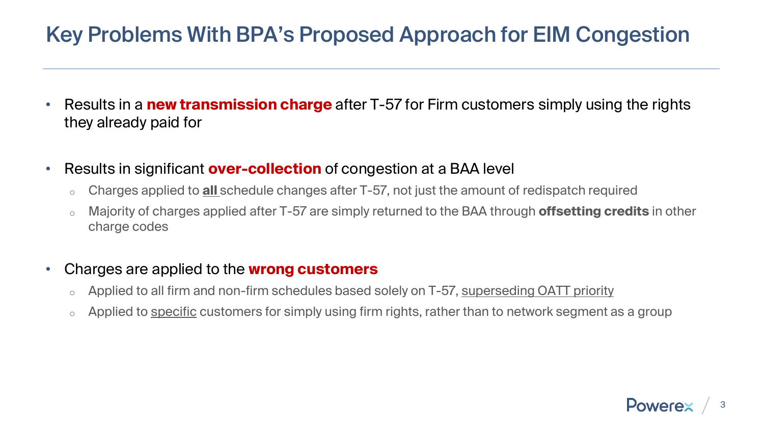# Key Problems With BPA's Proposed Approach for EIM Congestion

- Results in a **new transmission charge** after T-57 for Firm customers simply using the rights they already paid for
- Results in significant **over-collection** of congestion at a BAA level
  - Charges applied to **all** schedule changes after T-57, not just the amount of redispatch required
  - Majority of charges applied after T-57 are simply returned to the BAA through **offsetting credits** in other charge codes
- Charges are applied to the **wrong customers**
  - Applied to all firm and non-firm schedules based solely on T-57, superseding OATT priority
  - Applied to specific customers for simply using firm rights, rather than to network segment as a group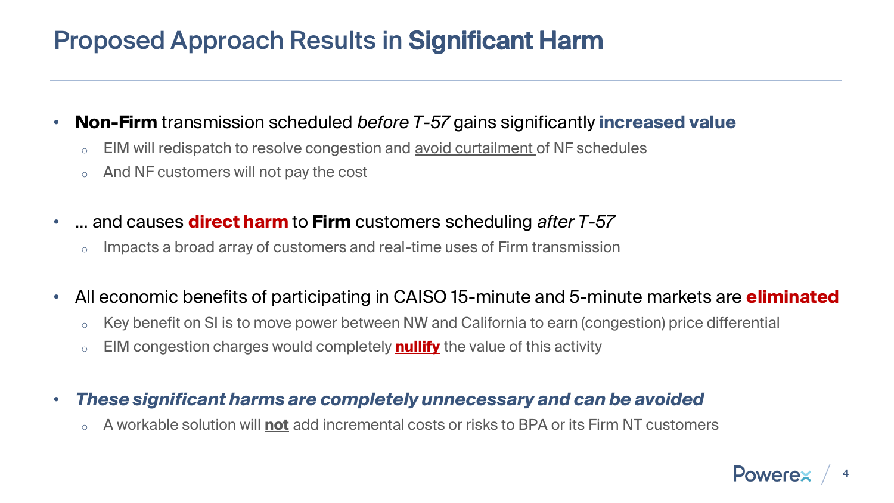# Proposed Approach Results in **Significant Harm**

- **Non-Firm** transmission scheduled *before T-57* gains significantly **increased value**
  - EIM will redispatch to resolve congestion and avoid curtailment of NF schedules
  - And NF customers will not pay the cost

- … and causes **direct harm** to **Firm** customers scheduling *after T-57*
  - Impacts a broad array of customers and real-time uses of Firm transmission

- All economic benefits of participating in CAISO 15-minute and 5-minute markets are **eliminated**
  - Key benefit on SI is to move power between NW and California to earn (congestion) price differential
  - EIM congestion charges would completely **nullify** the value of this activity

- ***These significant harms are completely unnecessary and can be avoided***
  - A workable solution will **not** add incremental costs or risks to BPA or its Firm NT customers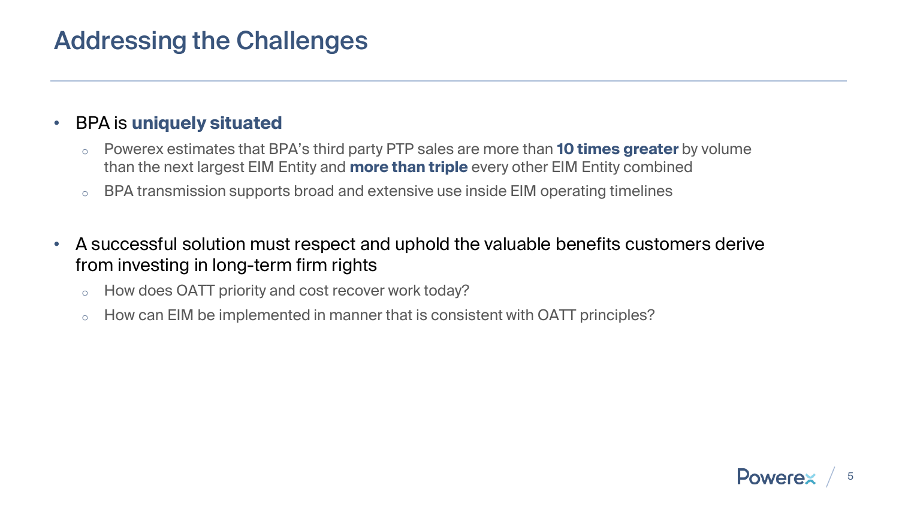# Addressing the Challenges

- BPA is **uniquely situated**
  - Powerex estimates that BPA's third party PTP sales are more than **10 times greater** by volume than the next largest EIM Entity and **more than triple** every other EIM Entity combined
  - BPA transmission supports broad and extensive use inside EIM operating timelines

- A successful solution must respect and uphold the valuable benefits customers derive from investing in long-term firm rights
  - How does OATT priority and cost recover work today?
  - How can EIM be implemented in manner that is consistent with OATT principles?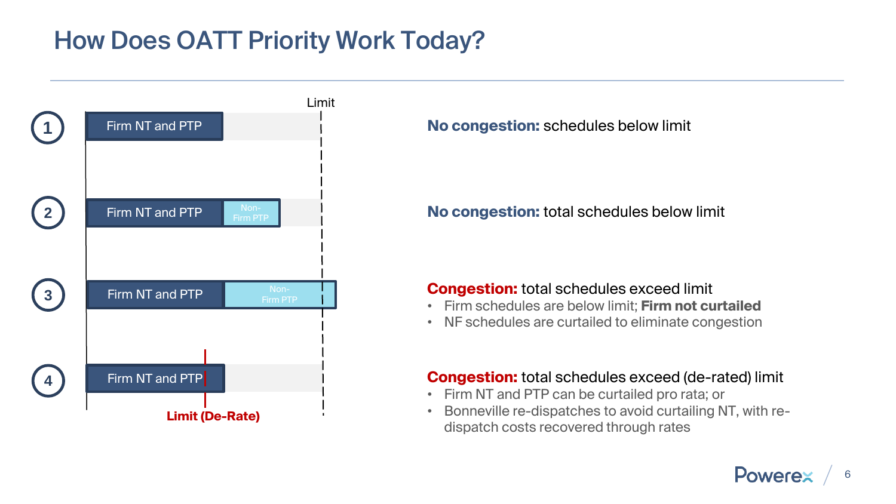# How Does OATT Priority Work Today?

**1** — Firm NT and PTP | Limit

**No congestion:** schedules below limit

**2** — Firm NT and PTP | Non-Firm PTP

**No congestion:** total schedules below limit

**3** — Firm NT and PTP | Non-Firm PTP

**Congestion:** total schedules exceed limit

- Firm schedules are below limit; **Firm not curtailed**
- NF schedules are curtailed to eliminate congestion

**4** — Firm NT and PTP | Limit (De-Rate)

**Congestion:** total schedules exceed (de-rated) limit

- Firm NT and PTP can be curtailed pro rata; or
- Bonneville re-dispatches to avoid curtailing NT, with re-dispatch costs recovered through rates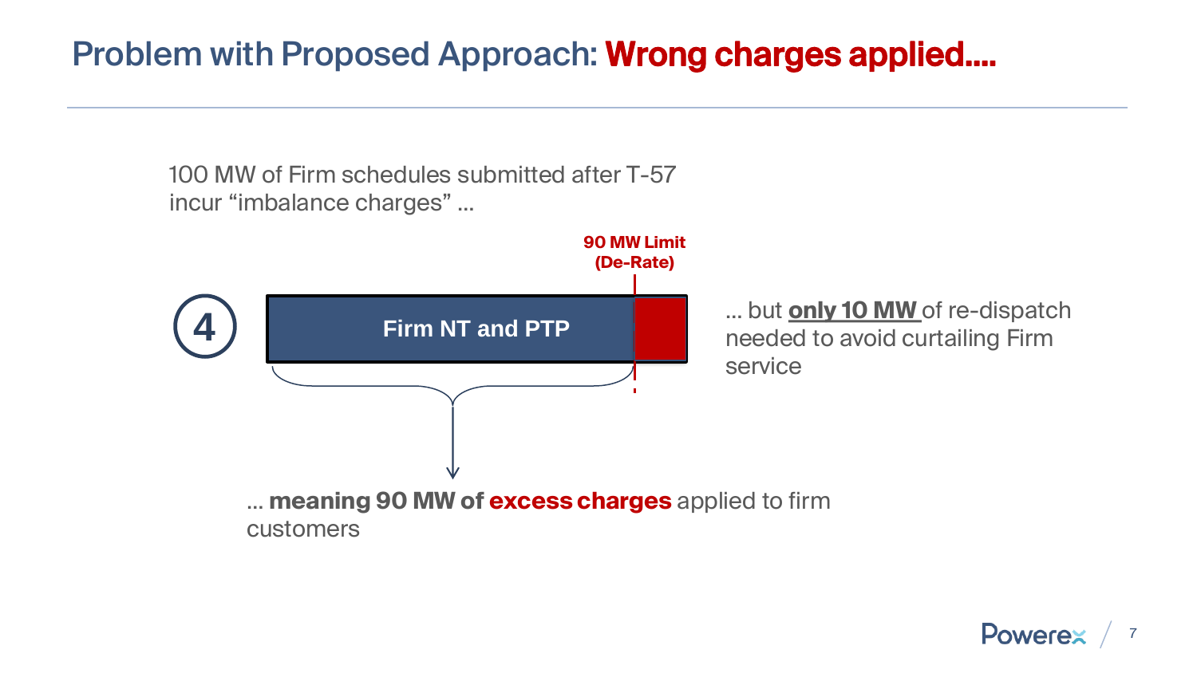# Problem with Proposed Approach: Wrong charges applied....

100 MW of Firm schedules submitted after T-57 incur "imbalance charges" ...

**90 MW Limit (De-Rate)**

4

**Firm NT and PTP**

... but **only 10 MW** of re-dispatch needed to avoid curtailing Firm service

... **meaning 90 MW of excess charges** applied to firm customers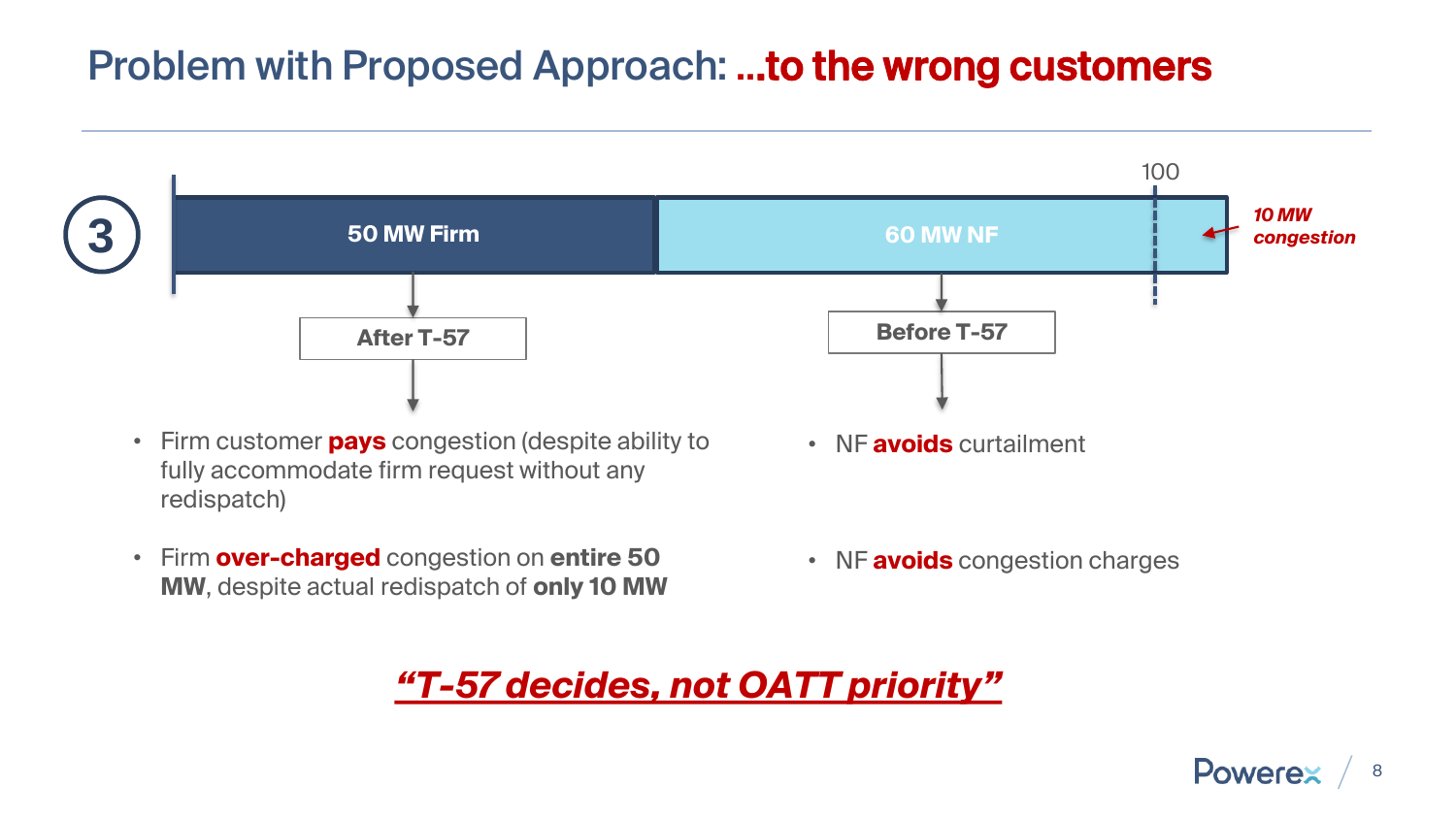# Problem with Proposed Approach: **...to the wrong customers**

**3**

| 50 MW Firm | 60 MW NF |
|---|---|
| After T-57 | Before T-57 |

100

*10 MW congestion*

**After T-57**

- Firm customer **pays** congestion (despite ability to fully accommodate firm request without any redispatch)
- Firm **over-charged** congestion on **entire 50 MW**, despite actual redispatch of **only 10 MW**

**Before T-57**

- NF **avoids** curtailment
- NF **avoids** congestion charges

***"T-57 decides, not OATT priority"***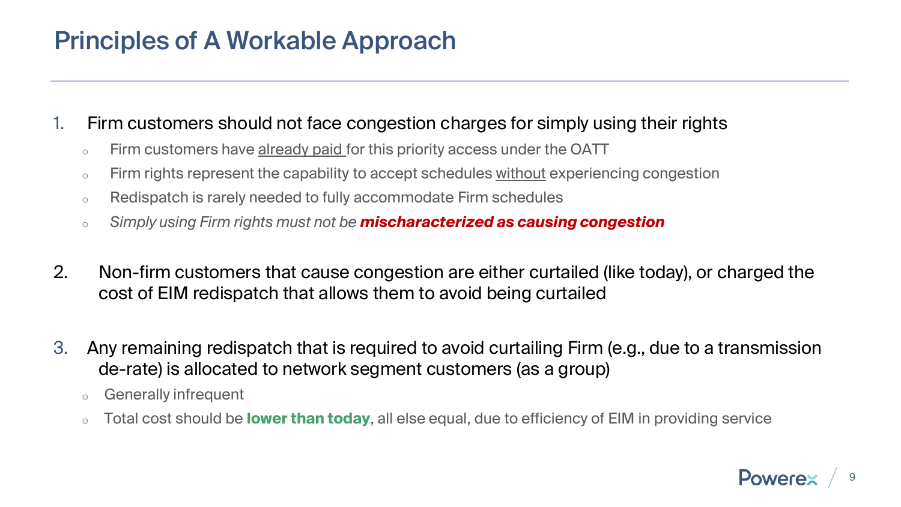# Principles of A Workable Approach

1. Firm customers should not face congestion charges for simply using their rights
   - Firm customers have <u>already paid</u> for this priority access under the OATT
   - Firm rights represent the capability to accept schedules <u>without</u> experiencing congestion
   - Redispatch is rarely needed to fully accommodate Firm schedules
   - *Simply using Firm rights must not be* ***mischaracterized as causing congestion***

2. Non-firm customers that cause congestion are either curtailed (like today), or charged the cost of EIM redispatch that allows them to avoid being curtailed

3. Any remaining redispatch that is required to avoid curtailing Firm (e.g., due to a transmission de-rate) is allocated to network segment customers (as a group)
   - Generally infrequent
   - Total cost should be **lower than today**, all else equal, due to efficiency of EIM in providing service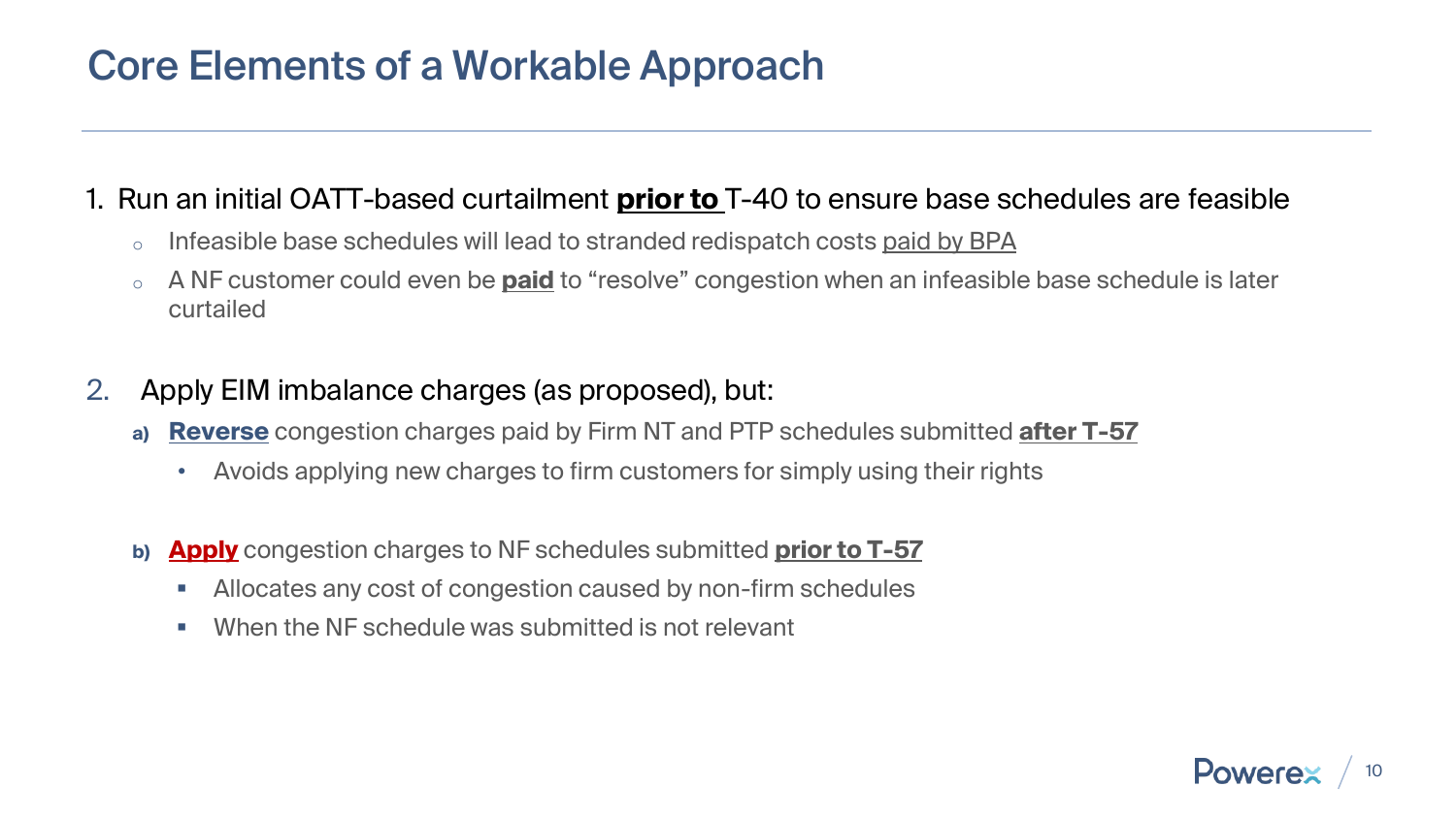# Core Elements of a Workable Approach

1. Run an initial OATT-based curtailment **prior to** T-40 to ensure base schedules are feasible
   - Infeasible base schedules will lead to stranded redispatch costs paid by BPA
   - A NF customer could even be **paid** to "resolve" congestion when an infeasible base schedule is later curtailed

2. Apply EIM imbalance charges (as proposed), but:
   - a) **Reverse** congestion charges paid by Firm NT and PTP schedules submitted **after T-57**
     - Avoids applying new charges to firm customers for simply using their rights
   - b) **Apply** congestion charges to NF schedules submitted **prior to T-57**
     - Allocates any cost of congestion caused by non-firm schedules
     - When the NF schedule was submitted is not relevant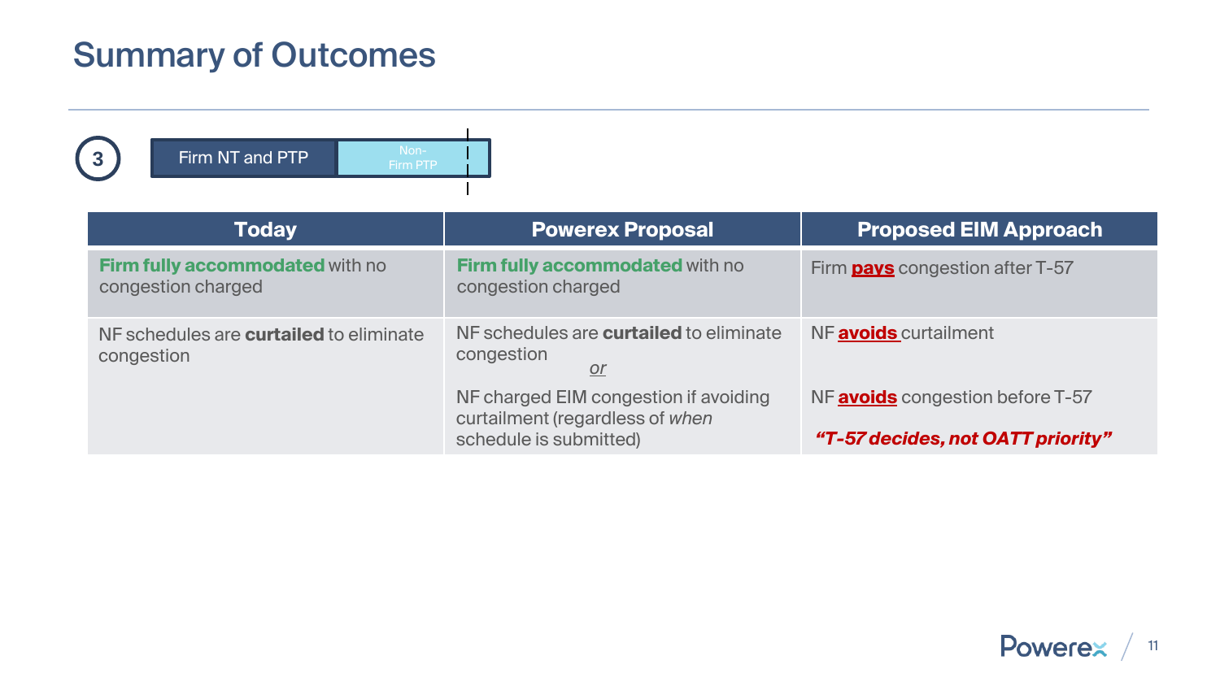# Summary of Outcomes

3 | Firm NT and PTP | Non-Firm PTP

| Today | Powerex Proposal | Proposed EIM Approach |
|---|---|---|
| **Firm fully accommodated** with no congestion charged | **Firm fully accommodated** with no congestion charged | Firm **pays** congestion after T-57 |
| NF schedules are **curtailed** to eliminate congestion | NF schedules are **curtailed** to eliminate congestion *or* NF charged EIM congestion if avoiding curtailment (regardless of *when* schedule is submitted) | NF **avoids** curtailment<br>NF **avoids** congestion before T-57<br>***"T-57 decides, not OATT priority"*** |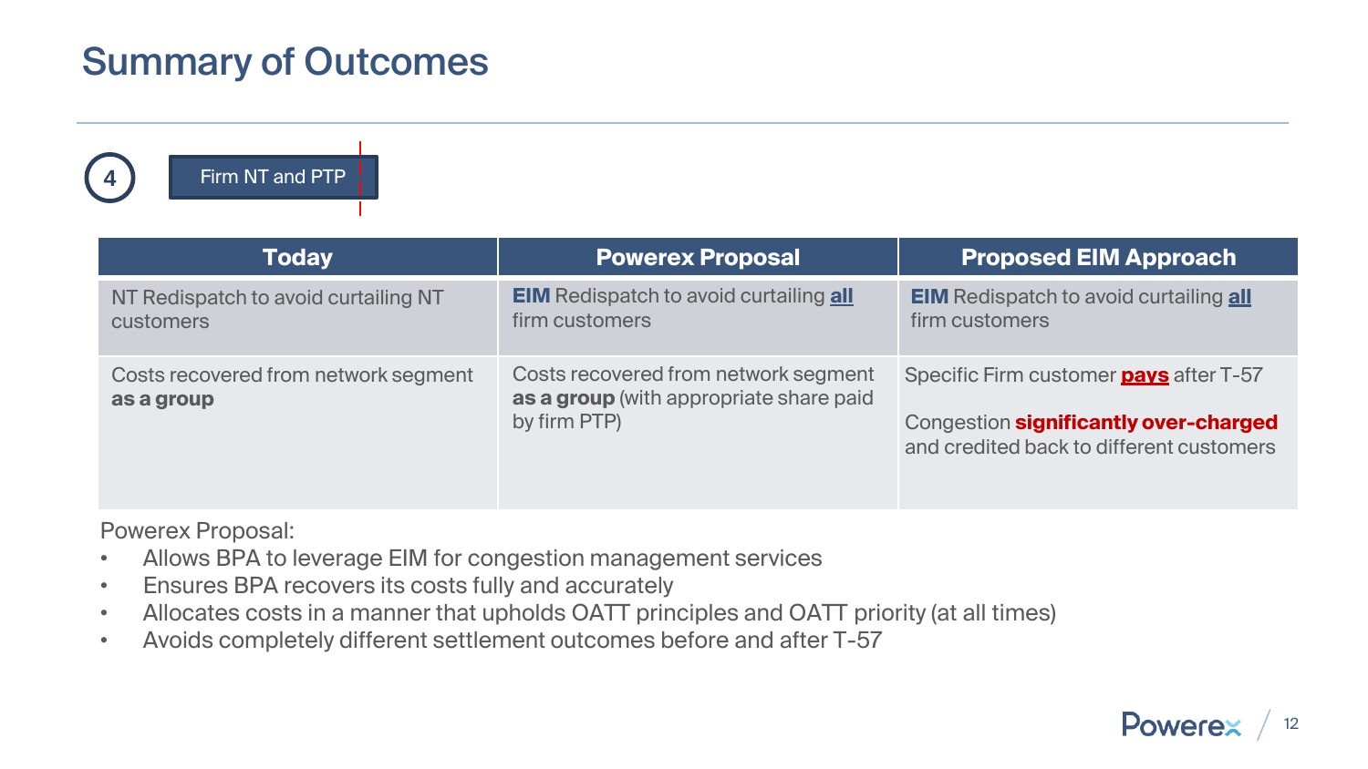# Summary of Outcomes

4 Firm NT and PTP

| Today | Powerex Proposal | Proposed EIM Approach |
| --- | --- | --- |
| NT Redispatch to avoid curtailing NT customers | **EIM** Redispatch to avoid curtailing **all** firm customers | **EIM** Redispatch to avoid curtailing **all** firm customers |
| Costs recovered from network segment **as a group** | Costs recovered from network segment **as a group** (with appropriate share paid by firm PTP) | Specific Firm customer **pays** after T-57<br><br>Congestion **significantly over-charged** and credited back to different customers |

Powerex Proposal:

- Allows BPA to leverage EIM for congestion management services
- Ensures BPA recovers its costs fully and accurately
- Allocates costs in a manner that upholds OATT principles and OATT priority (at all times)
- Avoids completely different settlement outcomes before and after T-57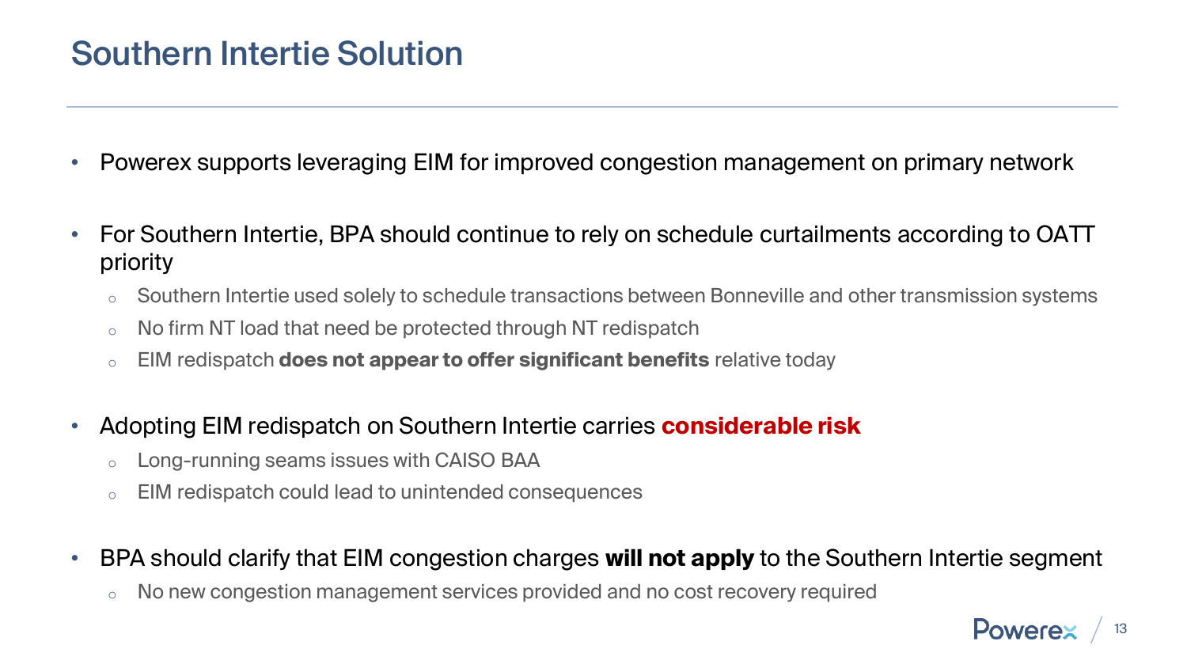# Southern Intertie Solution

- Powerex supports leveraging EIM for improved congestion management on primary network
- For Southern Intertie, BPA should continue to rely on schedule curtailments according to OATT priority
  - Southern Intertie used solely to schedule transactions between Bonneville and other transmission systems
  - No firm NT load that need be protected through NT redispatch
  - EIM redispatch **does not appear to offer significant benefits** relative today
- Adopting EIM redispatch on Southern Intertie carries **considerable risk**
  - Long-running seams issues with CAISO BAA
  - EIM redispatch could lead to unintended consequences
- BPA should clarify that EIM congestion charges **will not apply** to the Southern Intertie segment
  - No new congestion management services provided and no cost recovery required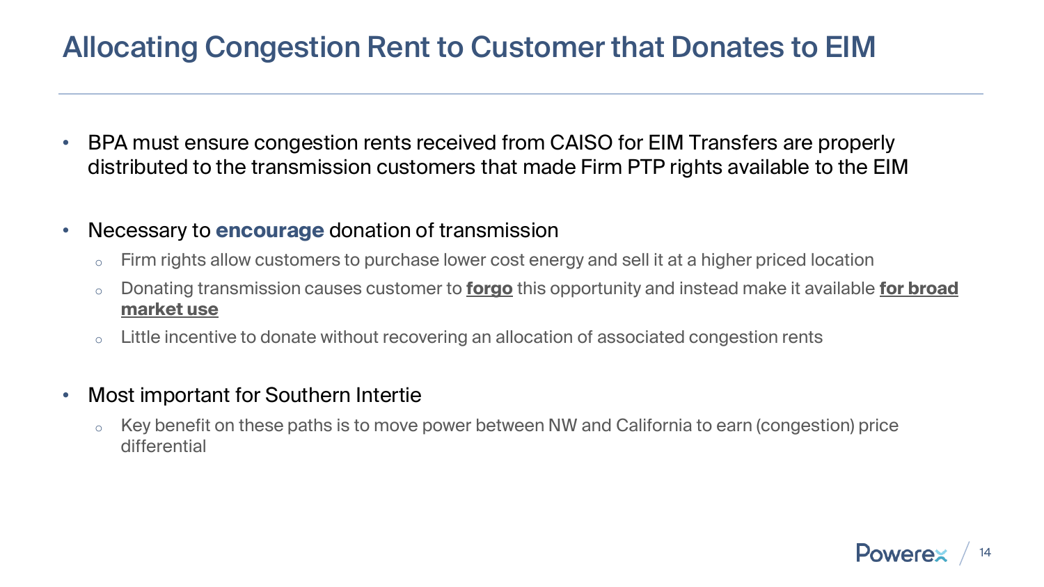# Allocating Congestion Rent to Customer that Donates to EIM

- BPA must ensure congestion rents received from CAISO for EIM Transfers are properly distributed to the transmission customers that made Firm PTP rights available to the EIM

- Necessary to **encourage** donation of transmission
  - Firm rights allow customers to purchase lower cost energy and sell it at a higher priced location
  - Donating transmission causes customer to <u>**forgo**</u> this opportunity and instead make it available <u>**for broad market use**</u>
  - Little incentive to donate without recovering an allocation of associated congestion rents

- Most important for Southern Intertie
  - Key benefit on these paths is to move power between NW and California to earn (congestion) price differential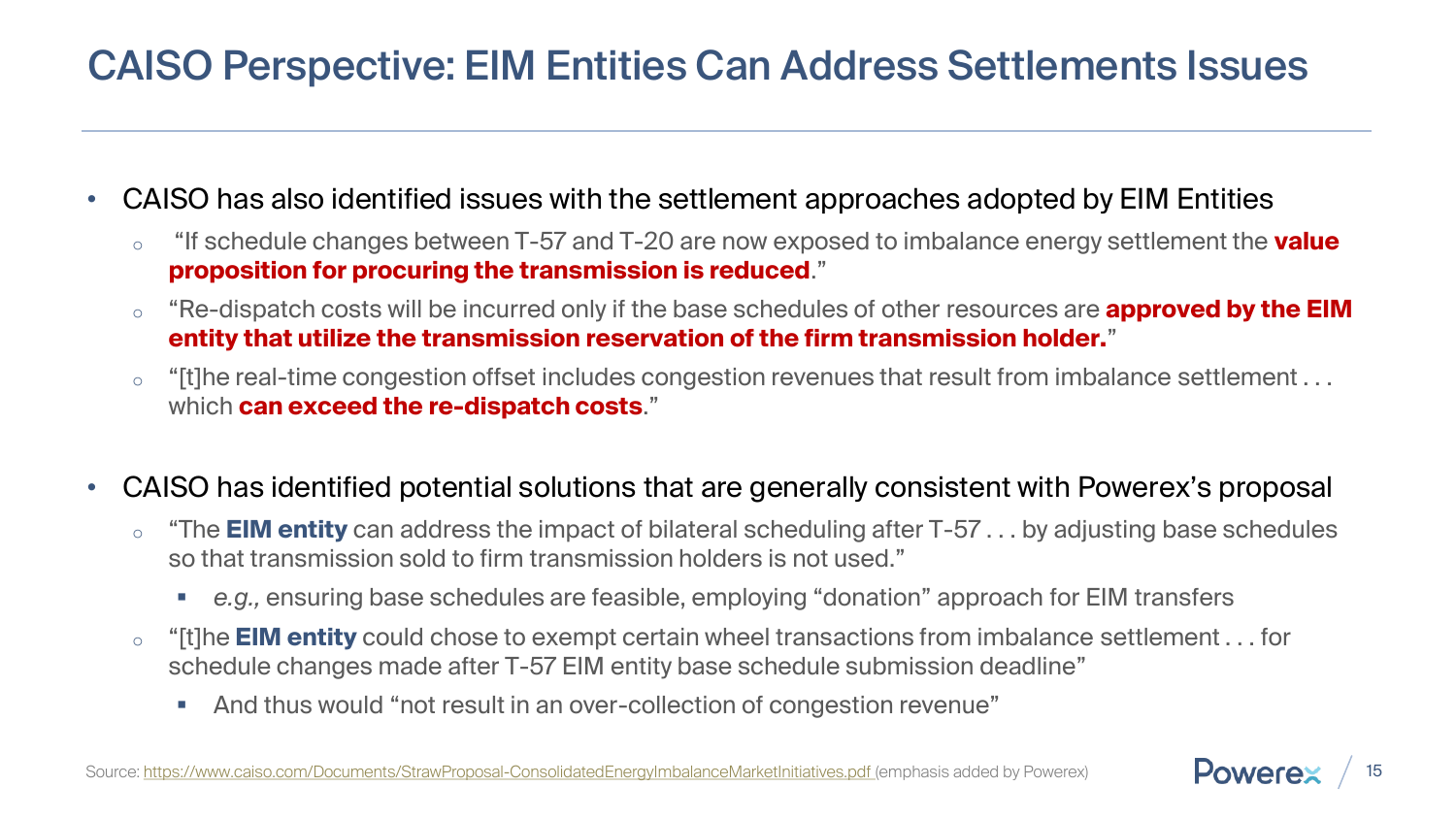# CAISO Perspective: EIM Entities Can Address Settlements Issues

- CAISO has also identified issues with the settlement approaches adopted by EIM Entities
  - "If schedule changes between T-57 and T-20 are now exposed to imbalance energy settlement the **value proposition for procuring the transmission is reduced**."
  - "Re-dispatch costs will be incurred only if the base schedules of other resources are **approved by the EIM entity that utilize the transmission reservation of the firm transmission holder.**"
  - "[t]he real-time congestion offset includes congestion revenues that result from imbalance settlement . . . which **can exceed the re-dispatch costs**."

- CAISO has identified potential solutions that are generally consistent with Powerex's proposal
  - "The **EIM entity** can address the impact of bilateral scheduling after T-57 . . . by adjusting base schedules so that transmission sold to firm transmission holders is not used."
    - *e.g.,* ensuring base schedules are feasible, employing "donation" approach for EIM transfers
  - "[t]he **EIM entity** could chose to exempt certain wheel transactions from imbalance settlement . . . for schedule changes made after T-57 EIM entity base schedule submission deadline"
    - And thus would "not result in an over-collection of congestion revenue"

Source: https://www.caiso.com/Documents/StrawProposal-ConsolidatedEnergyImbalanceMarketInitiatives.pdf (emphasis added by Powerex)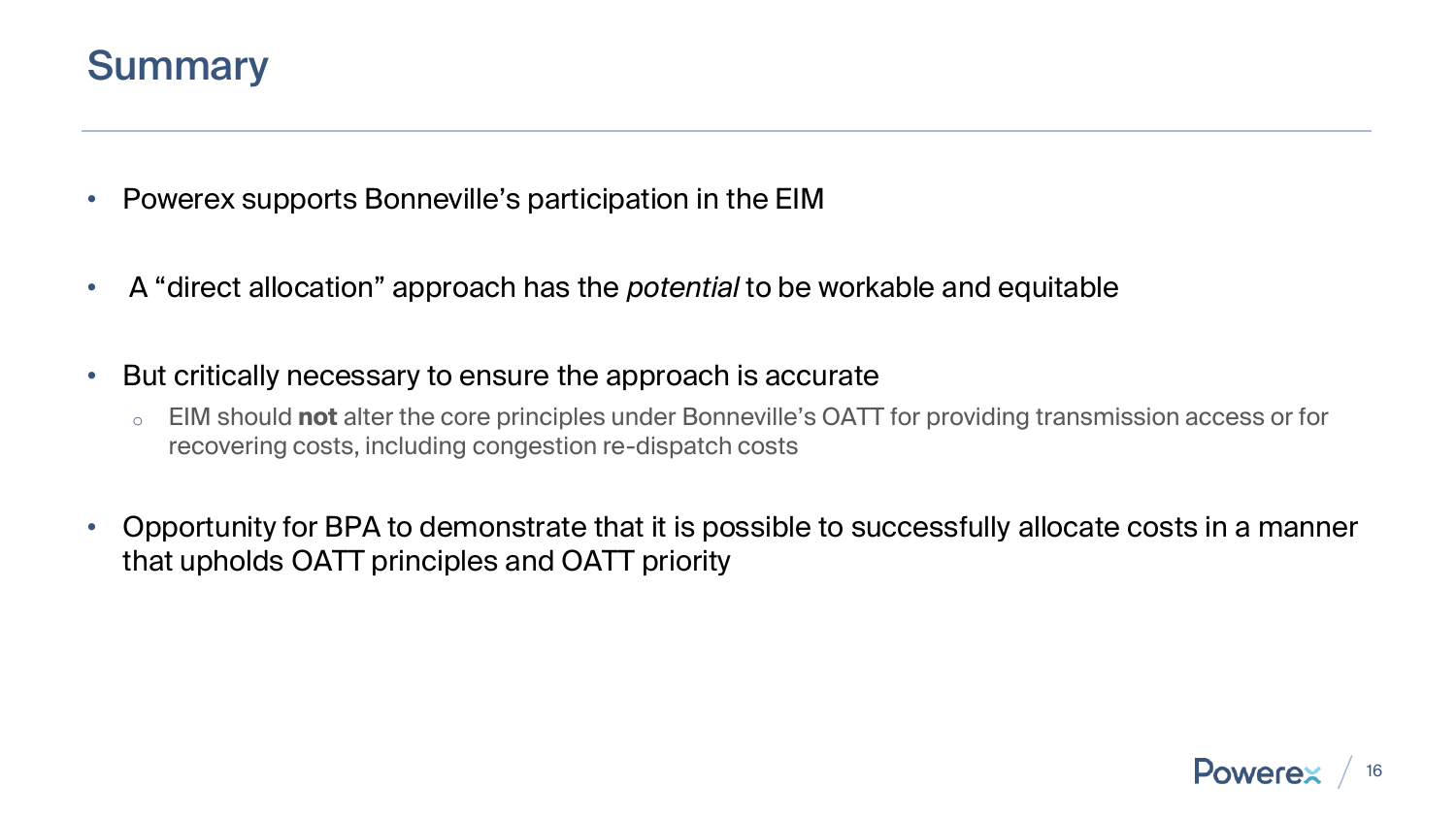# Summary

- Powerex supports Bonneville's participation in the EIM
- A "direct allocation" approach has the *potential* to be workable and equitable
- But critically necessary to ensure the approach is accurate
  - EIM should **not** alter the core principles under Bonneville's OATT for providing transmission access or for recovering costs, including congestion re-dispatch costs
- Opportunity for BPA to demonstrate that it is possible to successfully allocate costs in a manner that upholds OATT principles and OATT priority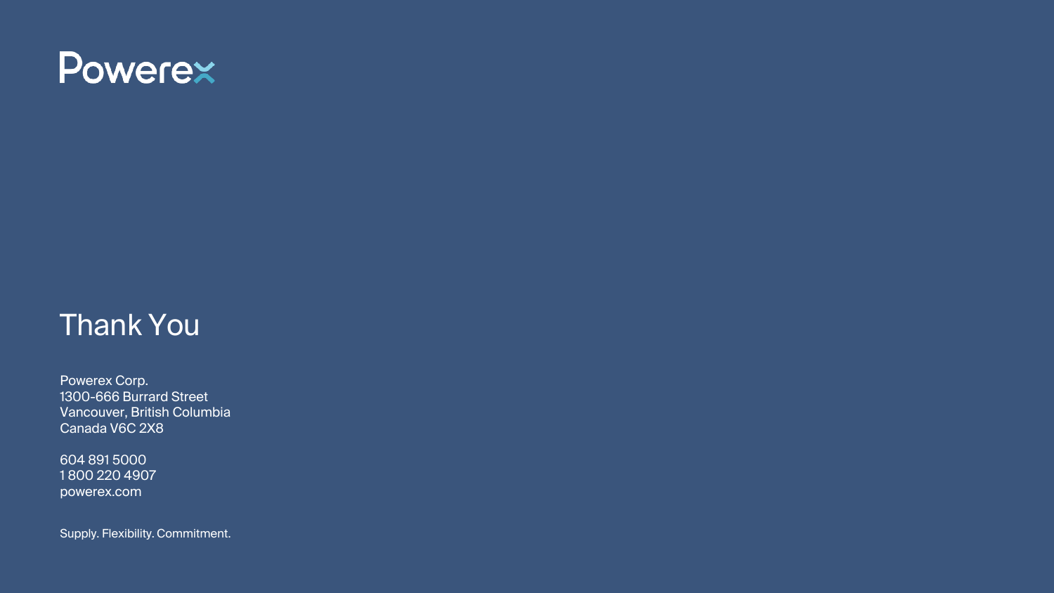Powerex

# Thank You

Powerex Corp.
1300-666 Burrard Street
Vancouver, British Columbia
Canada V6C 2X8

604 891 5000
1 800 220 4907
powerex.com

Supply. Flexibility. Commitment.